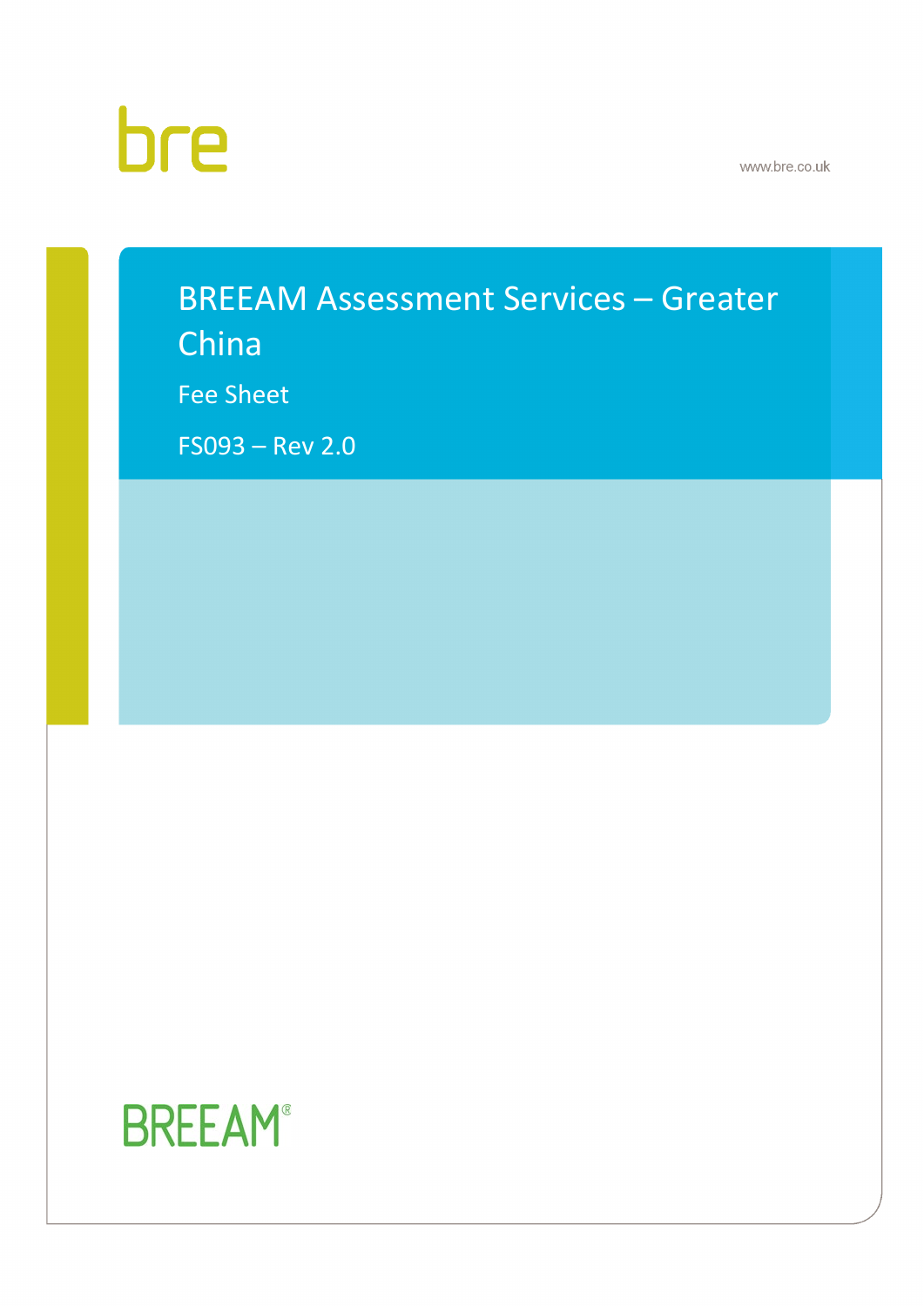bre

www.bre.co.uk

# BREEAM Assessment Services – Greater China

Fee Sheet

FS093 – Rev 2.0

BREEAM®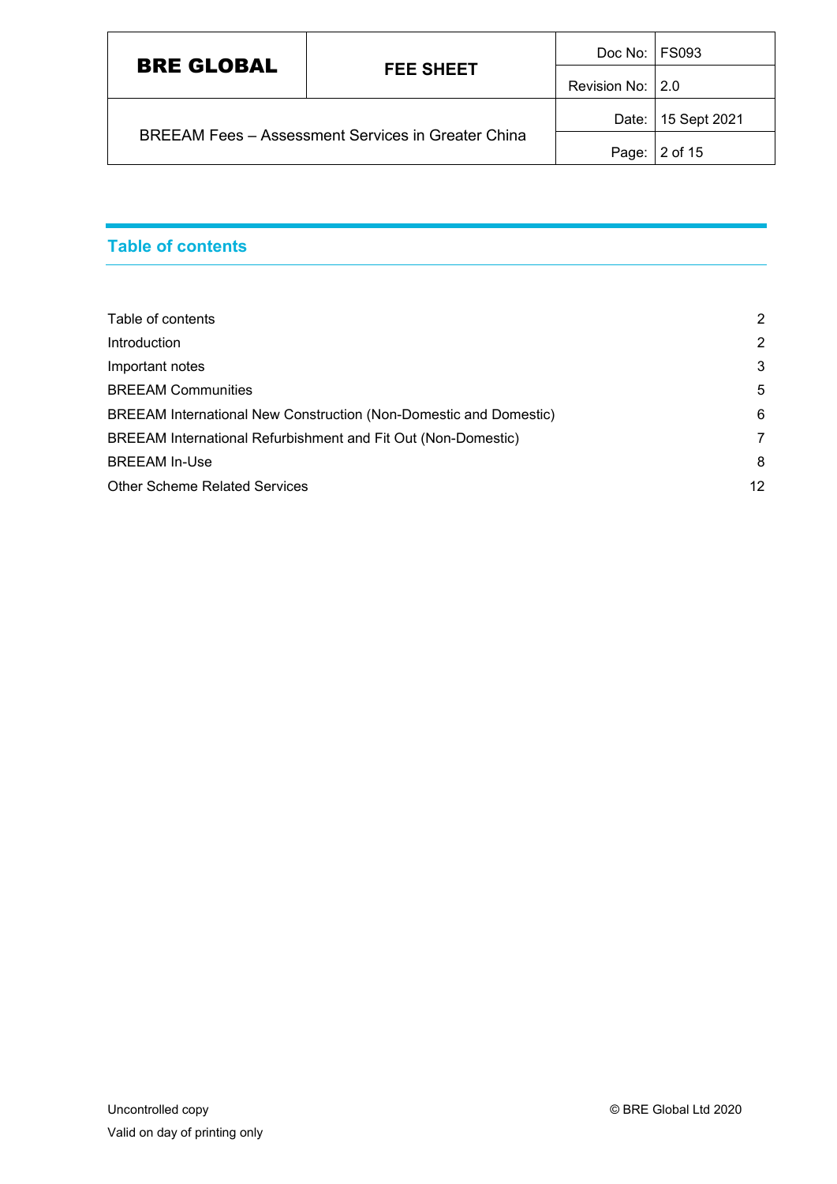## Table of contents

| | |
|---|---|
| Table of contents | 2 |
| Introduction | 2 |
| Important notes | 3 |
| BREEAM Communities | 5 |
| BREEAM International New Construction (Non-Domestic and Domestic) | 6 |
| BREEAM International Refurbishment and Fit Out (Non-Domestic) | 7 |
| BREEAM In-Use | 8 |
| Other Scheme Related Services | 12 |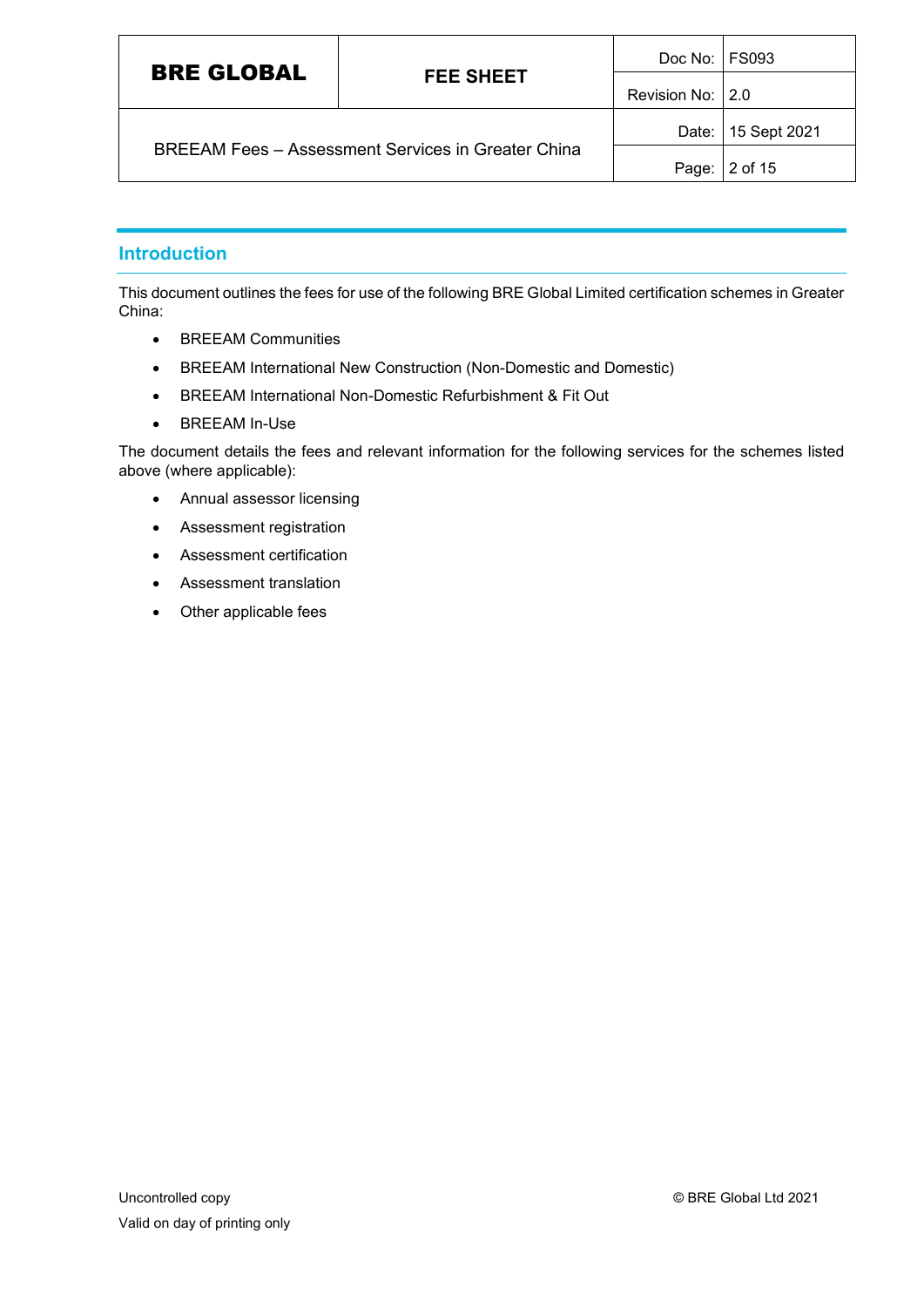## Introduction

This document outlines the fees for use of the following BRE Global Limited certification schemes in Greater China:

- BREEAM Communities
- BREEAM International New Construction (Non-Domestic and Domestic)
- BREEAM International Non-Domestic Refurbishment & Fit Out
- BREEAM In-Use

The document details the fees and relevant information for the following services for the schemes listed above (where applicable):

- Annual assessor licensing
- Assessment registration
- Assessment certification
- Assessment translation
- Other applicable fees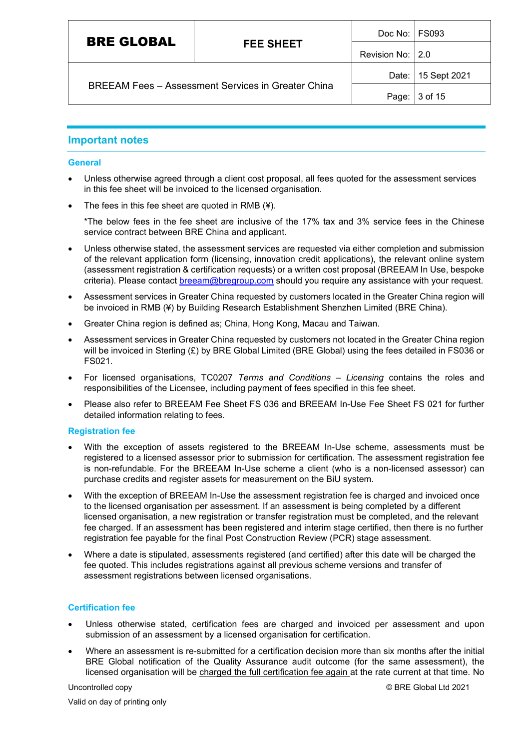## Important notes

### General

- Unless otherwise agreed through a client cost proposal, all fees quoted for the assessment services in this fee sheet will be invoiced to the licensed organisation.
- The fees in this fee sheet are quoted in RMB (¥).

  *The below fees in the fee sheet are inclusive of the 17% tax and 3% service fees in the Chinese service contract between BRE China and applicant.
- Unless otherwise stated, the assessment services are requested via either completion and submission of the relevant application form (licensing, innovation credit applications), the relevant online system (assessment registration & certification requests) or a written cost proposal (BREEAM In Use, bespoke criteria). Please contact breeam@bregroup.com should you require any assistance with your request.
- Assessment services in Greater China requested by customers located in the Greater China region will be invoiced in RMB (¥) by Building Research Establishment Shenzhen Limited (BRE China).
- Greater China region is defined as; China, Hong Kong, Macau and Taiwan.
- Assessment services in Greater China requested by customers not located in the Greater China region will be invoiced in Sterling (£) by BRE Global Limited (BRE Global) using the fees detailed in FS036 or FS021.
- For licensed organisations, TC0207 *Terms and Conditions – Licensing* contains the roles and responsibilities of the Licensee, including payment of fees specified in this fee sheet.
- Please also refer to BREEAM Fee Sheet FS 036 and BREEAM In-Use Fee Sheet FS 021 for further detailed information relating to fees.

### Registration fee

- With the exception of assets registered to the BREEAM In-Use scheme, assessments must be registered to a licensed assessor prior to submission for certification. The assessment registration fee is non-refundable. For the BREEAM In-Use scheme a client (who is a non-licensed assessor) can purchase credits and register assets for measurement on the BiU system.
- With the exception of BREEAM In-Use the assessment registration fee is charged and invoiced once to the licensed organisation per assessment. If an assessment is being completed by a different licensed organisation, a new registration or transfer registration must be completed, and the relevant fee charged. If an assessment has been registered and interim stage certified, then there is no further registration fee payable for the final Post Construction Review (PCR) stage assessment.
- Where a date is stipulated, assessments registered (and certified) after this date will be charged the fee quoted. This includes registrations against all previous scheme versions and transfer of assessment registrations between licensed organisations.

### Certification fee

- Unless otherwise stated, certification fees are charged and invoiced per assessment and upon submission of an assessment by a licensed organisation for certification.
- Where an assessment is re-submitted for a certification decision more than six months after the initial BRE Global notification of the Quality Assurance audit outcome (for the same assessment), the licensed organisation will be charged the full certification fee again at the rate current at that time. No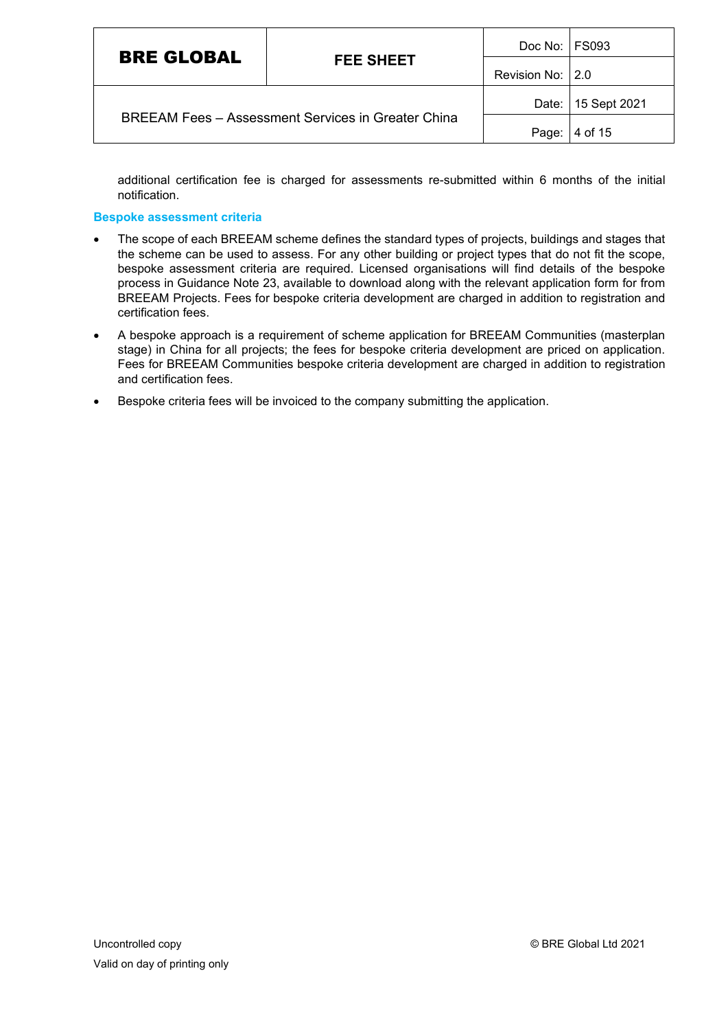additional certification fee is charged for assessments re-submitted within 6 months of the initial notification.

### Bespoke assessment criteria

- The scope of each BREEAM scheme defines the standard types of projects, buildings and stages that the scheme can be used to assess. For any other building or project types that do not fit the scope, bespoke assessment criteria are required. Licensed organisations will find details of the bespoke process in Guidance Note 23, available to download along with the relevant application form for from BREEAM Projects. Fees for bespoke criteria development are charged in addition to registration and certification fees.
- A bespoke approach is a requirement of scheme application for BREEAM Communities (masterplan stage) in China for all projects; the fees for bespoke criteria development are priced on application. Fees for BREEAM Communities bespoke criteria development are charged in addition to registration and certification fees.
- Bespoke criteria fees will be invoiced to the company submitting the application.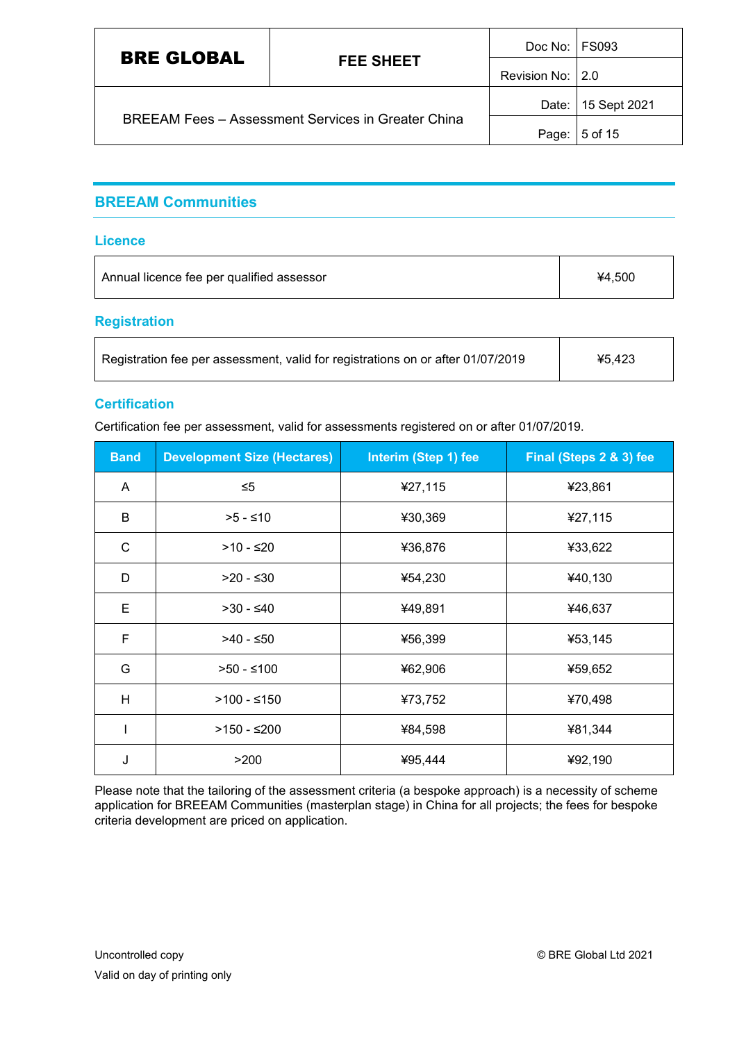## BREEAM Communities

### Licence

| Annual licence fee per qualified assessor | ¥4,500 |
|---|---|

### Registration

| Registration fee per assessment, valid for registrations on or after 01/07/2019 | ¥5,423 |
|---|---|

### Certification

Certification fee per assessment, valid for assessments registered on or after 01/07/2019.

| Band | Development Size (Hectares) | Interim (Step 1) fee | Final (Steps 2 & 3) fee |
|---|---|---|---|
| A | ≤5 | ¥27,115 | ¥23,861 |
| B | >5 - ≤10 | ¥30,369 | ¥27,115 |
| C | >10 - ≤20 | ¥36,876 | ¥33,622 |
| D | >20 - ≤30 | ¥54,230 | ¥40,130 |
| E | >30 - ≤40 | ¥49,891 | ¥46,637 |
| F | >40 - ≤50 | ¥56,399 | ¥53,145 |
| G | >50 - ≤100 | ¥62,906 | ¥59,652 |
| H | >100 - ≤150 | ¥73,752 | ¥70,498 |
| I | >150 - ≤200 | ¥84,598 | ¥81,344 |
| J | >200 | ¥95,444 | ¥92,190 |

Please note that the tailoring of the assessment criteria (a bespoke approach) is a necessity of scheme application for BREEAM Communities (masterplan stage) in China for all projects; the fees for bespoke criteria development are priced on application.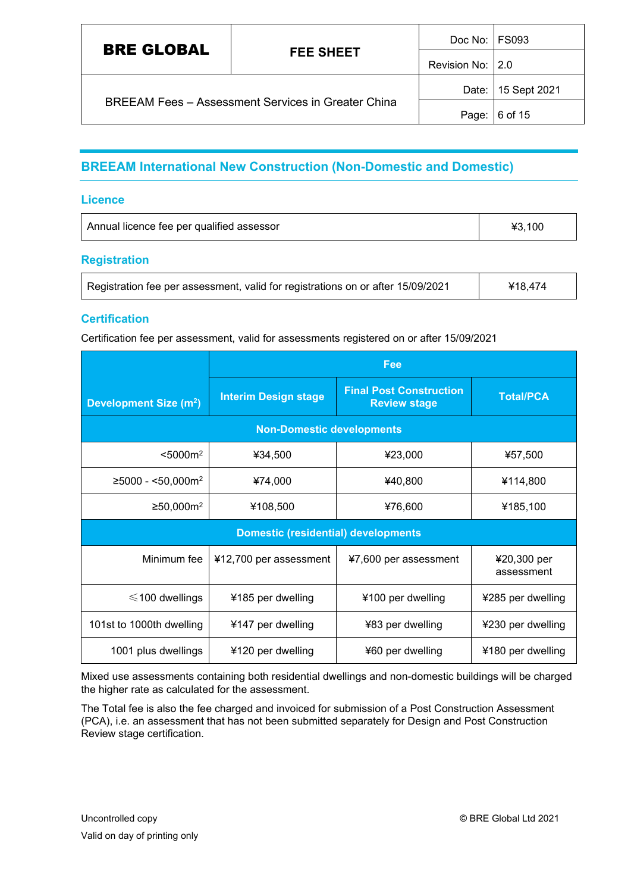## BREEAM International New Construction (Non-Domestic and Domestic)

### Licence

| Annual licence fee per qualified assessor | ¥3,100 |
|---|---|

### Registration

| Registration fee per assessment, valid for registrations on or after 15/09/2021 | ¥18,474 |
|---|---|

### Certification

Certification fee per assessment, valid for assessments registered on or after 15/09/2021

| Development Size ($m^2$) | Fee | | |
|---|---|---|---|
| | Interim Design stage | Final Post Construction Review stage | Total/PCA |
| **Non-Domestic developments** | | | |
| <5000$m^2$ | ¥34,500 | ¥23,000 | ¥57,500 |
| ≥5000 - <50,000$m^2$ | ¥74,000 | ¥40,800 | ¥114,800 |
| ≥50,000$m^2$ | ¥108,500 | ¥76,600 | ¥185,100 |
| **Domestic (residential) developments** | | | |
| Minimum fee | ¥12,700 per assessment | ¥7,600 per assessment | ¥20,300 per assessment |
| ⩽100 dwellings | ¥185 per dwelling | ¥100 per dwelling | ¥285 per dwelling |
| 101st to 1000th dwelling | ¥147 per dwelling | ¥83 per dwelling | ¥230 per dwelling |
| 1001 plus dwellings | ¥120 per dwelling | ¥60 per dwelling | ¥180 per dwelling |

Mixed use assessments containing both residential dwellings and non-domestic buildings will be charged the higher rate as calculated for the assessment.

The Total fee is also the fee charged and invoiced for submission of a Post Construction Assessment (PCA), i.e. an assessment that has not been submitted separately for Design and Post Construction Review stage certification.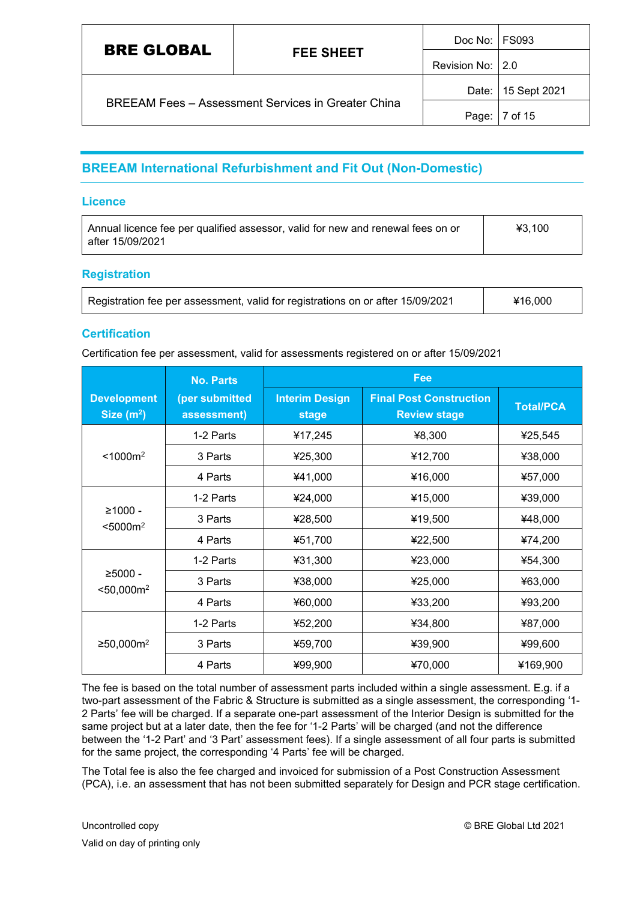## BREEAM International Refurbishment and Fit Out (Non-Domestic)

### Licence

| Annual licence fee per qualified assessor, valid for new and renewal fees on or after 15/09/2021 | ¥3,100 |
|---|---|

### Registration

| Registration fee per assessment, valid for registrations on or after 15/09/2021 | ¥16,000 |
|---|---|

### Certification

Certification fee per assessment, valid for assessments registered on or after 15/09/2021

| Development Size ($m^2$) | No. Parts (per submitted assessment) | Fee | | |
|---|---|---|---|---|
| | | Interim Design stage | Final Post Construction Review stage | Total/PCA |
| <1000m² | 1-2 Parts | ¥17,245 | ¥8,300 | ¥25,545 |
| | 3 Parts | ¥25,300 | ¥12,700 | ¥38,000 |
| | 4 Parts | ¥41,000 | ¥16,000 | ¥57,000 |
| ≥1000 - <5000m² | 1-2 Parts | ¥24,000 | ¥15,000 | ¥39,000 |
| | 3 Parts | ¥28,500 | ¥19,500 | ¥48,000 |
| | 4 Parts | ¥51,700 | ¥22,500 | ¥74,200 |
| ≥5000 - <50,000m² | 1-2 Parts | ¥31,300 | ¥23,000 | ¥54,300 |
| | 3 Parts | ¥38,000 | ¥25,000 | ¥63,000 |
| | 4 Parts | ¥60,000 | ¥33,200 | ¥93,200 |
| ≥50,000m² | 1-2 Parts | ¥52,200 | ¥34,800 | ¥87,000 |
| | 3 Parts | ¥59,700 | ¥39,900 | ¥99,600 |
| | 4 Parts | ¥99,900 | ¥70,000 | ¥169,900 |

The fee is based on the total number of assessment parts included within a single assessment. E.g. if a two-part assessment of the Fabric & Structure is submitted as a single assessment, the corresponding '1-2 Parts' fee will be charged. If a separate one-part assessment of the Interior Design is submitted for the same project but at a later date, then the fee for '1-2 Parts' will be charged (and not the difference between the '1-2 Part' and '3 Part' assessment fees). If a single assessment of all four parts is submitted for the same project, the corresponding '4 Parts' fee will be charged.

The Total fee is also the fee charged and invoiced for submission of a Post Construction Assessment (PCA), i.e. an assessment that has not been submitted separately for Design and PCR stage certification.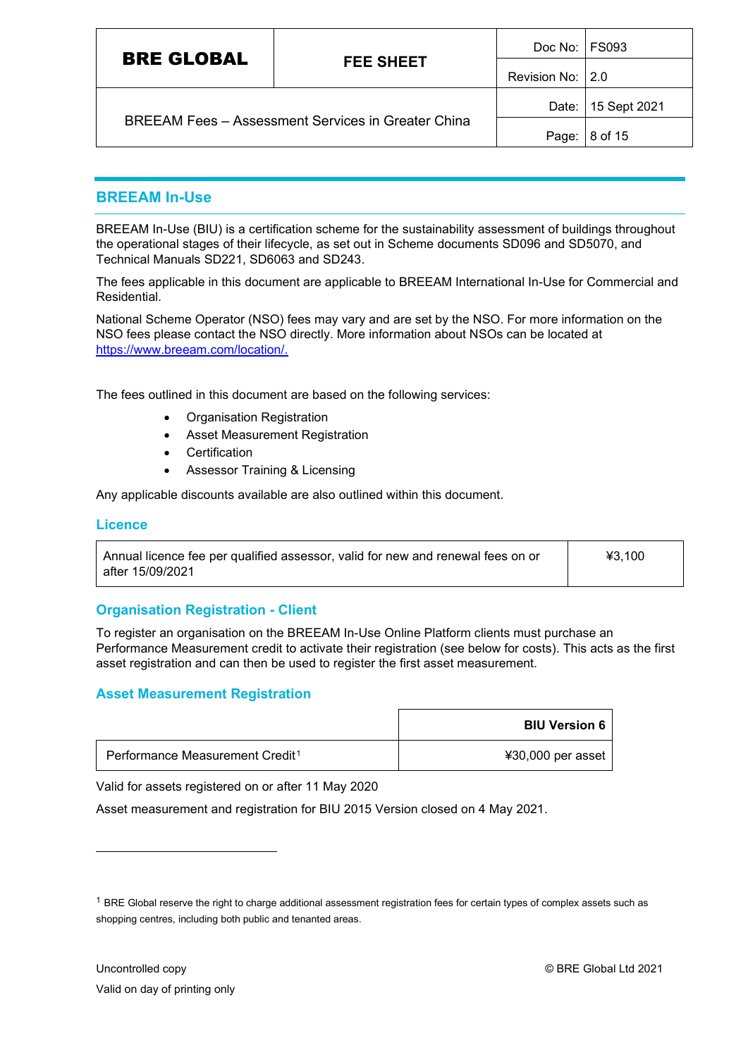## BREEAM In-Use

BREEAM In-Use (BIU) is a certification scheme for the sustainability assessment of buildings throughout the operational stages of their lifecycle, as set out in Scheme documents SD096 and SD5070, and Technical Manuals SD221, SD6063 and SD243.

The fees applicable in this document are applicable to BREEAM International In-Use for Commercial and Residential.

National Scheme Operator (NSO) fees may vary and are set by the NSO. For more information on the NSO fees please contact the NSO directly. More information about NSOs can be located at https://www.breeam.com/location/.

The fees outlined in this document are based on the following services:

- Organisation Registration
- Asset Measurement Registration
- Certification
- Assessor Training & Licensing

Any applicable discounts available are also outlined within this document.

### Licence

| | |
|---|---|
| Annual licence fee per qualified assessor, valid for new and renewal fees on or after 15/09/2021 | ¥3,100 |

### Organisation Registration - Client

To register an organisation on the BREEAM In-Use Online Platform clients must purchase an Performance Measurement credit to activate their registration (see below for costs). This acts as the first asset registration and can then be used to register the first asset measurement.

### Asset Measurement Registration

| | BIU Version 6 |
|---|---|
| Performance Measurement Credit[1] | ¥30,000 per asset |

Valid for assets registered on or after 11 May 2020

Asset measurement and registration for BIU 2015 Version closed on 4 May 2021.

[1] BRE Global reserve the right to charge additional assessment registration fees for certain types of complex assets such as shopping centres, including both public and tenanted areas.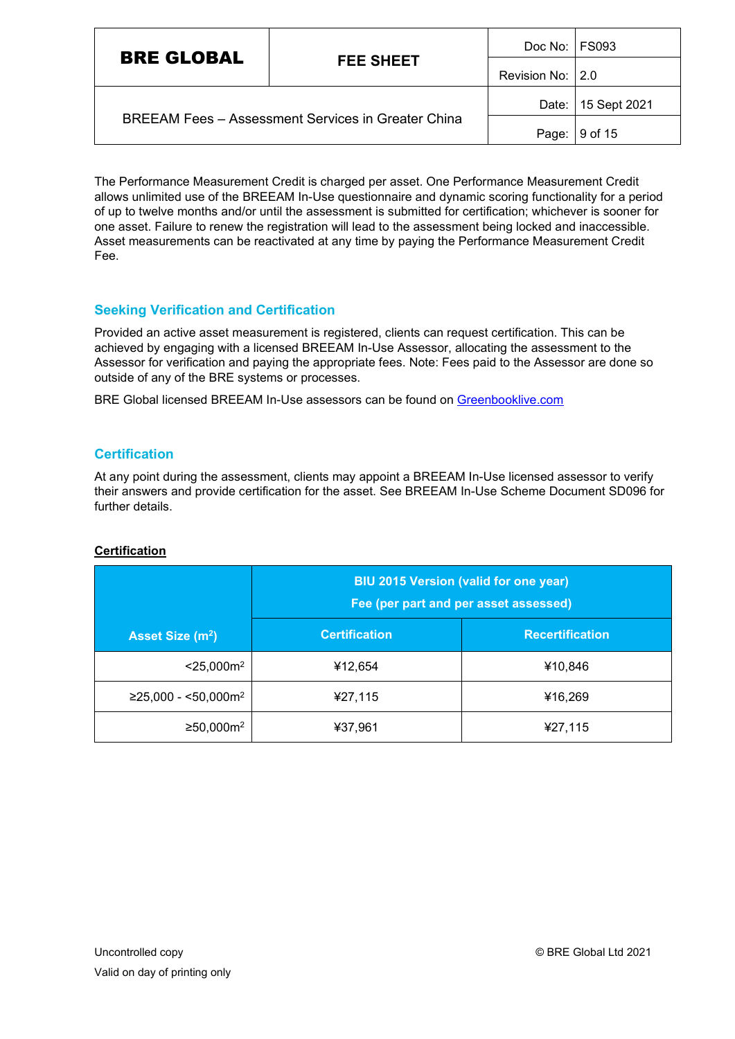The Performance Measurement Credit is charged per asset. One Performance Measurement Credit allows unlimited use of the BREEAM In-Use questionnaire and dynamic scoring functionality for a period of up to twelve months and/or until the assessment is submitted for certification; whichever is sooner for one asset. Failure to renew the registration will lead to the assessment being locked and inaccessible. Asset measurements can be reactivated at any time by paying the Performance Measurement Credit Fee.

## Seeking Verification and Certification

Provided an active asset measurement is registered, clients can request certification. This can be achieved by engaging with a licensed BREEAM In-Use Assessor, allocating the assessment to the Assessor for verification and paying the appropriate fees. Note: Fees paid to the Assessor are done so outside of any of the BRE systems or processes.

BRE Global licensed BREEAM In-Use assessors can be found on [Greenbooklive.com](Greenbooklive.com)

## Certification

At any point during the assessment, clients may appoint a BREEAM In-Use licensed assessor to verify their answers and provide certification for the asset. See BREEAM In-Use Scheme Document SD096 for further details.

**Certification**

| Asset Size (m²) | BIU 2015 Version (valid for one year) Fee (per part and per asset assessed) | |
|---|---|---|
| | Certification | Recertification |
| <25,000m² | ¥12,654 | ¥10,846 |
| ≥25,000 - <50,000m² | ¥27,115 | ¥16,269 |
| ≥50,000m² | ¥37,961 | ¥27,115 |

Uncontrolled copy
Valid on day of printing only

© BRE Global Ltd 2021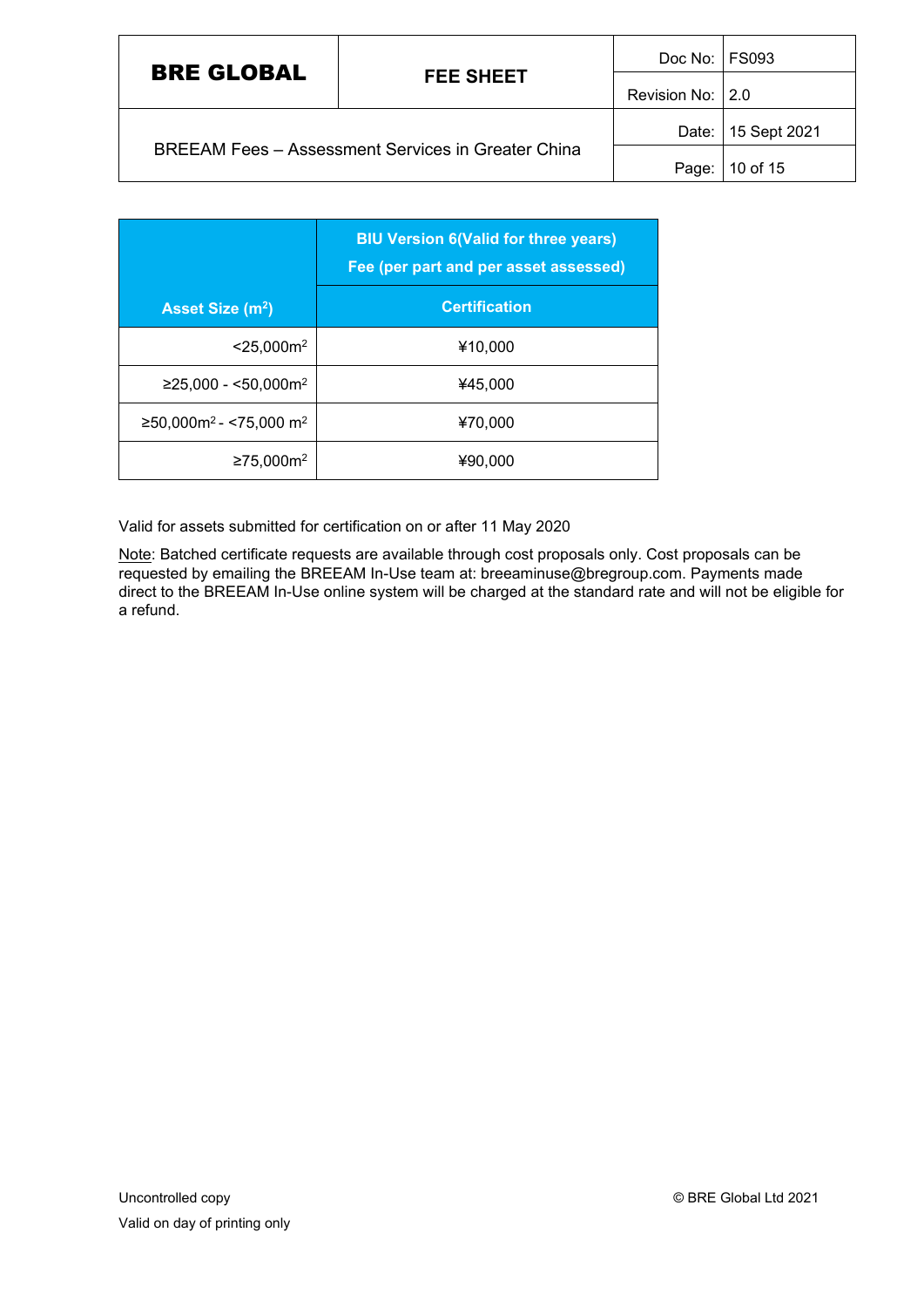| Asset Size ($m^2$) | BIU Version 6(Valid for three years)<br>Fee (per part and per asset assessed) |
|---|---|
| | Certification |
| <25,000$m^2$ | ¥10,000 |
| ≥25,000 - <50,000$m^2$ | ¥45,000 |
| ≥50,000$m^2$ - <75,000 $m^2$ | ¥70,000 |
| ≥75,000$m^2$ | ¥90,000 |

Valid for assets submitted for certification on or after 11 May 2020

Note: Batched certificate requests are available through cost proposals only. Cost proposals can be requested by emailing the BREEAM In-Use team at: breeaminuse@bregroup.com. Payments made direct to the BREEAM In-Use online system will be charged at the standard rate and will not be eligible for a refund.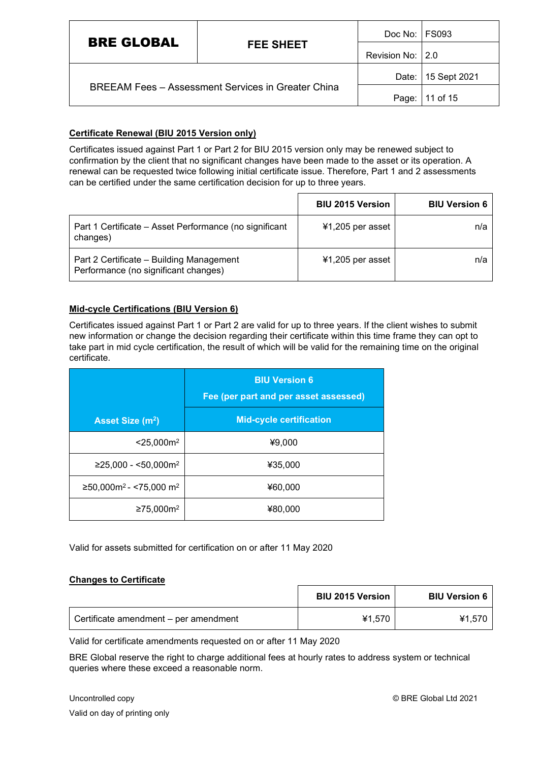### Certificate Renewal (BIU 2015 Version only)

Certificates issued against Part 1 or Part 2 for BIU 2015 version only may be renewed subject to confirmation by the client that no significant changes have been made to the asset or its operation. A renewal can be requested twice following initial certificate issue. Therefore, Part 1 and 2 assessments can be certified under the same certification decision for up to three years.

| | BIU 2015 Version | BIU Version 6 |
|---|---|---|
| Part 1 Certificate – Asset Performance (no significant changes) | ¥1,205 per asset | n/a |
| Part 2 Certificate – Building Management Performance (no significant changes) | ¥1,205 per asset | n/a |

### Mid-cycle Certifications (BIU Version 6)

Certificates issued against Part 1 or Part 2 are valid for up to three years. If the client wishes to submit new information or change the decision regarding their certificate within this time frame they can opt to take part in mid cycle certification, the result of which will be valid for the remaining time on the original certificate.

| Asset Size ($m^2$) | BIU Version 6 Fee (per part and per asset assessed) |
|---|---|
| | Mid-cycle certification |
| <25,000$m^2$ | ¥9,000 |
| ≥25,000 - <50,000$m^2$ | ¥35,000 |
| ≥50,000$m^2$ - <75,000 $m^2$ | ¥60,000 |
| ≥75,000$m^2$ | ¥80,000 |

Valid for assets submitted for certification on or after 11 May 2020

### Changes to Certificate

| | BIU 2015 Version | BIU Version 6 |
|---|---|---|
| Certificate amendment – per amendment | ¥1,570 | ¥1,570 |

Valid for certificate amendments requested on or after 11 May 2020

BRE Global reserve the right to charge additional fees at hourly rates to address system or technical queries where these exceed a reasonable norm.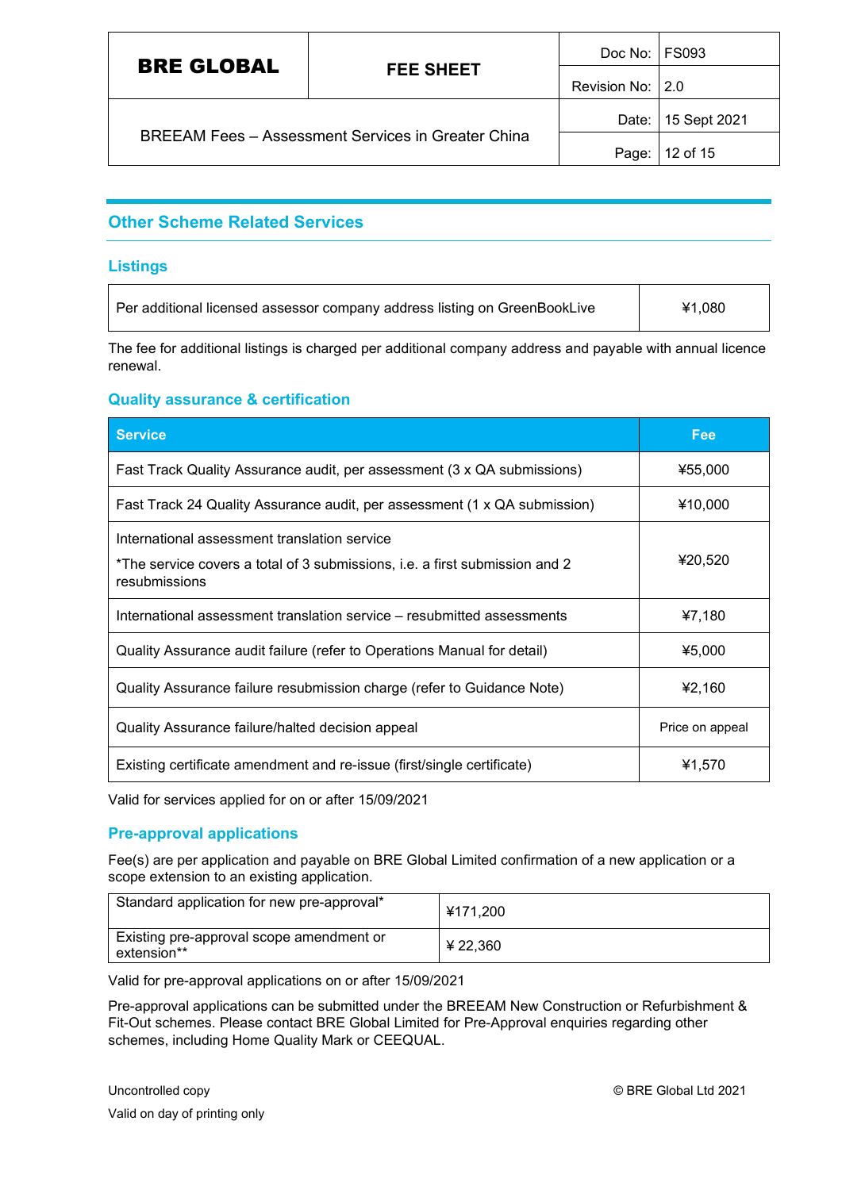## Other Scheme Related Services

### Listings

| Per additional licensed assessor company address listing on GreenBookLive | ¥1,080 |
|---|---|

The fee for additional listings is charged per additional company address and payable with annual licence renewal.

### Quality assurance & certification

| Service | Fee |
|---|---|
| Fast Track Quality Assurance audit, per assessment (3 x QA submissions) | ¥55,000 |
| Fast Track 24 Quality Assurance audit, per assessment (1 x QA submission) | ¥10,000 |
| International assessment translation service<br>*The service covers a total of 3 submissions, i.e. a first submission and 2 resubmissions | ¥20,520 |
| International assessment translation service – resubmitted assessments | ¥7,180 |
| Quality Assurance audit failure (refer to Operations Manual for detail) | ¥5,000 |
| Quality Assurance failure resubmission charge (refer to Guidance Note) | ¥2,160 |
| Quality Assurance failure/halted decision appeal | Price on appeal |
| Existing certificate amendment and re-issue (first/single certificate) | ¥1,570 |

Valid for services applied for on or after 15/09/2021

### Pre-approval applications

Fee(s) are per application and payable on BRE Global Limited confirmation of a new application or a scope extension to an existing application.

| Standard application for new pre-approval* | ¥171,200 |
|---|---|
| Existing pre-approval scope amendment or extension** | ¥ 22,360 |

Valid for pre-approval applications on or after 15/09/2021

Pre-approval applications can be submitted under the BREEAM New Construction or Refurbishment & Fit-Out schemes. Please contact BRE Global Limited for Pre-Approval enquiries regarding other schemes, including Home Quality Mark or CEEQUAL.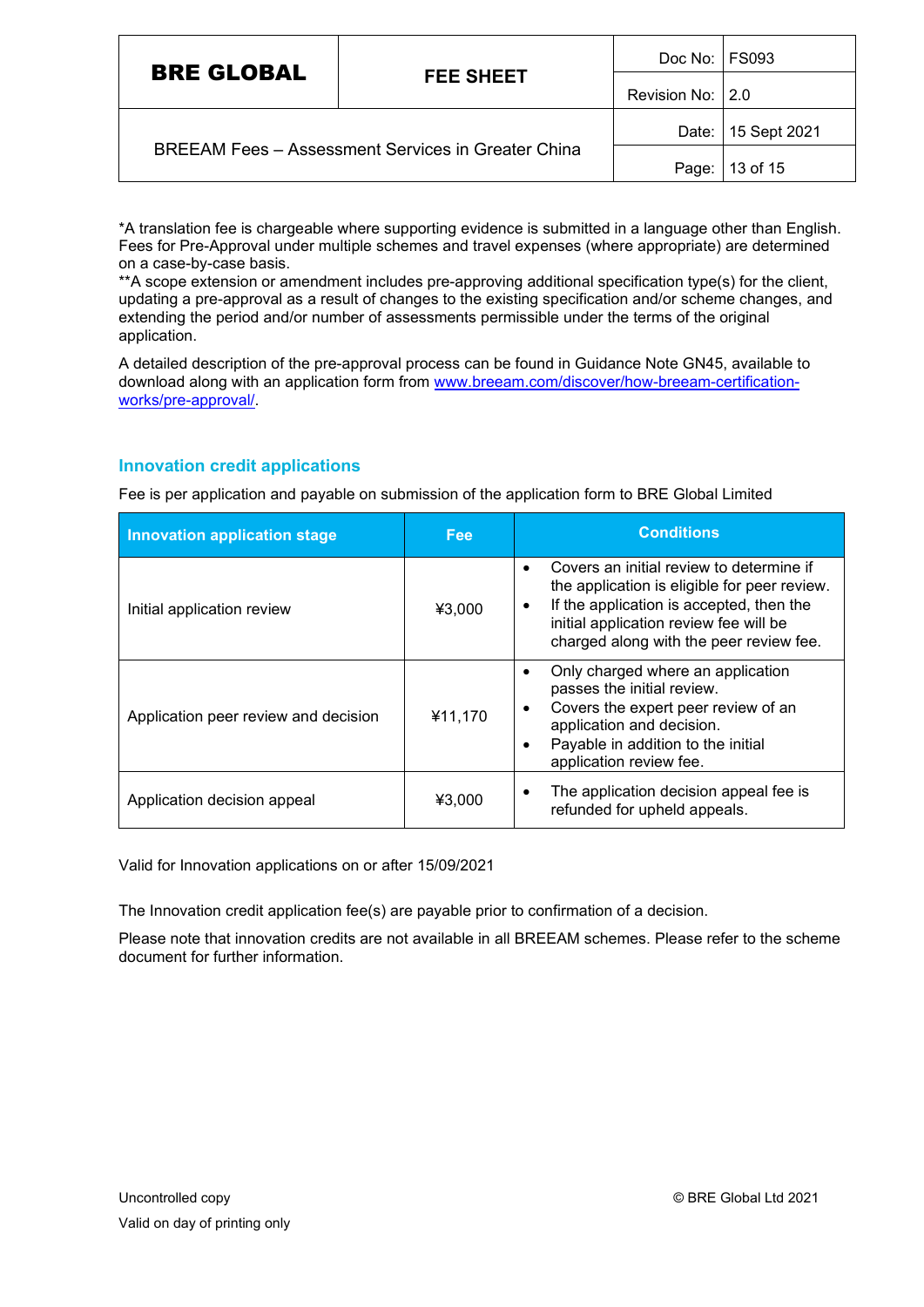*A translation fee is chargeable where supporting evidence is submitted in a language other than English. Fees for Pre-Approval under multiple schemes and travel expenses (where appropriate) are determined on a case-by-case basis.
**A scope extension or amendment includes pre-approving additional specification type(s) for the client, updating a pre-approval as a result of changes to the existing specification and/or scheme changes, and extending the period and/or number of assessments permissible under the terms of the original application.

A detailed description of the pre-approval process can be found in Guidance Note GN45, available to download along with an application form from [www.breeam.com/discover/how-breeam-certification-works/pre-approval/](www.breeam.com/discover/how-breeam-certification-works/pre-approval/).

## Innovation credit applications

Fee is per application and payable on submission of the application form to BRE Global Limited

| Innovation application stage | Fee | Conditions |
|---|---|---|
| Initial application review | ¥3,000 | • Covers an initial review to determine if the application is eligible for peer review.<br>• If the application is accepted, then the initial application review fee will be charged along with the peer review fee. |
| Application peer review and decision | ¥11,170 | • Only charged where an application passes the initial review.<br>• Covers the expert peer review of an application and decision.<br>• Payable in addition to the initial application review fee. |
| Application decision appeal | ¥3,000 | • The application decision appeal fee is refunded for upheld appeals. |

Valid for Innovation applications on or after 15/09/2021

The Innovation credit application fee(s) are payable prior to confirmation of a decision.

Please note that innovation credits are not available in all BREEAM schemes. Please refer to the scheme document for further information.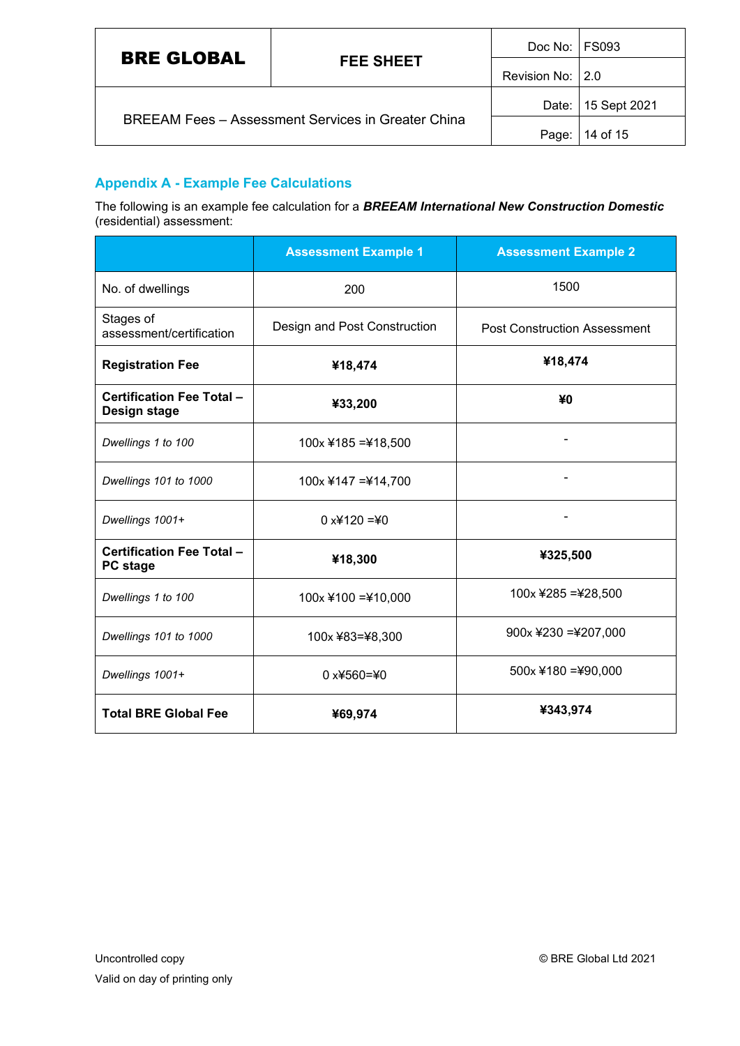## Appendix A - Example Fee Calculations

The following is an example fee calculation for a ***BREEAM International New Construction Domestic*** (residential) assessment:

| | Assessment Example 1 | Assessment Example 2 |
|---|---|---|
| No. of dwellings | 200 | 1500 |
| Stages of assessment/certification | Design and Post Construction | Post Construction Assessment |
| **Registration Fee** | **¥18,474** | **¥18,474** |
| **Certification Fee Total – Design stage** | **¥33,200** | **¥0** |
| *Dwellings 1 to 100* | 100x ¥185 =¥18,500 | - |
| *Dwellings 101 to 1000* | 100x ¥147 =¥14,700 | - |
| *Dwellings 1001+* | 0 x¥120 =¥0 | - |
| **Certification Fee Total – PC stage** | **¥18,300** | **¥325,500** |
| *Dwellings 1 to 100* | 100x ¥100 =¥10,000 | 100x ¥285 =¥28,500 |
| *Dwellings 101 to 1000* | 100x ¥83=¥8,300 | 900x ¥230 =¥207,000 |
| *Dwellings 1001+* | 0 x¥560=¥0 | 500x ¥180 =¥90,000 |
| **Total BRE Global Fee** | **¥69,974** | **¥343,974** |